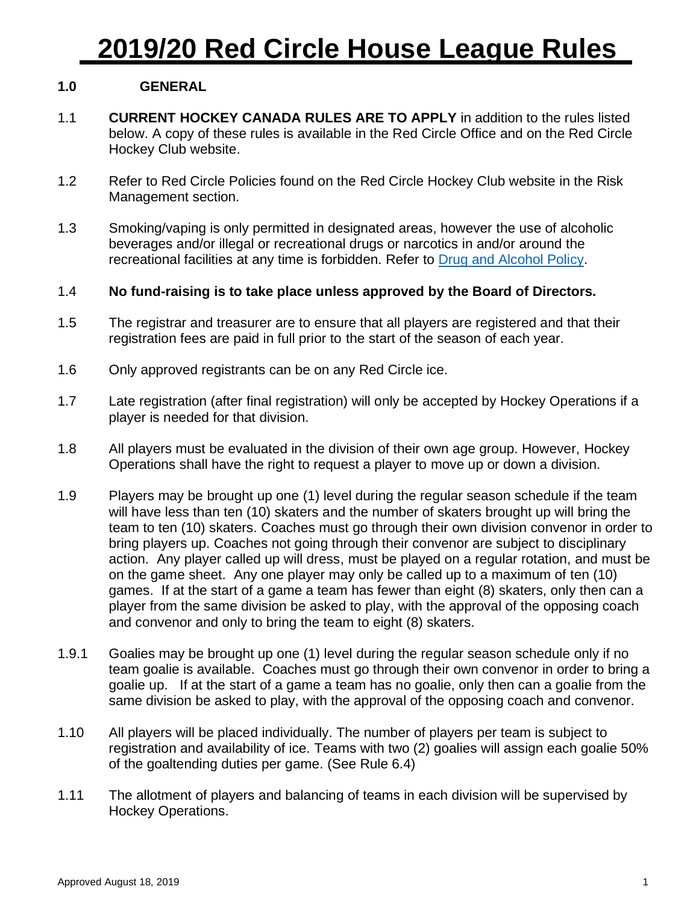# 2019/20 Red Circle House League Rules

## 1.0 GENERAL

1.1 **CURRENT HOCKEY CANADA RULES ARE TO APPLY** in addition to the rules listed below. A copy of these rules is available in the Red Circle Office and on the Red Circle Hockey Club website.

1.2 Refer to Red Circle Policies found on the Red Circle Hockey Club website in the Risk Management section.

1.3 Smoking/vaping is only permitted in designated areas, however the use of alcoholic beverages and/or illegal or recreational drugs or narcotics in and/or around the recreational facilities at any time is forbidden. Refer to [Drug and Alcohol Policy]().

1.4 **No fund-raising is to take place unless approved by the Board of Directors.**

1.5 The registrar and treasurer are to ensure that all players are registered and that their registration fees are paid in full prior to the start of the season of each year.

1.6 Only approved registrants can be on any Red Circle ice.

1.7 Late registration (after final registration) will only be accepted by Hockey Operations if a player is needed for that division.

1.8 All players must be evaluated in the division of their own age group. However, Hockey Operations shall have the right to request a player to move up or down a division.

1.9 Players may be brought up one (1) level during the regular season schedule if the team will have less than ten (10) skaters and the number of skaters brought up will bring the team to ten (10) skaters. Coaches must go through their own division convenor in order to bring players up. Coaches not going through their convenor are subject to disciplinary action. Any player called up will dress, must be played on a regular rotation, and must be on the game sheet. Any one player may only be called up to a maximum of ten (10) games. If at the start of a game a team has fewer than eight (8) skaters, only then can a player from the same division be asked to play, with the approval of the opposing coach and convenor and only to bring the team to eight (8) skaters.

1.9.1 Goalies may be brought up one (1) level during the regular season schedule only if no team goalie is available. Coaches must go through their own convenor in order to bring a goalie up. If at the start of a game a team has no goalie, only then can a goalie from the same division be asked to play, with the approval of the opposing coach and convenor.

1.10 All players will be placed individually. The number of players per team is subject to registration and availability of ice. Teams with two (2) goalies will assign each goalie 50% of the goaltending duties per game. (See Rule 6.4)

1.11 The allotment of players and balancing of teams in each division will be supervised by Hockey Operations.

Approved August 18, 2019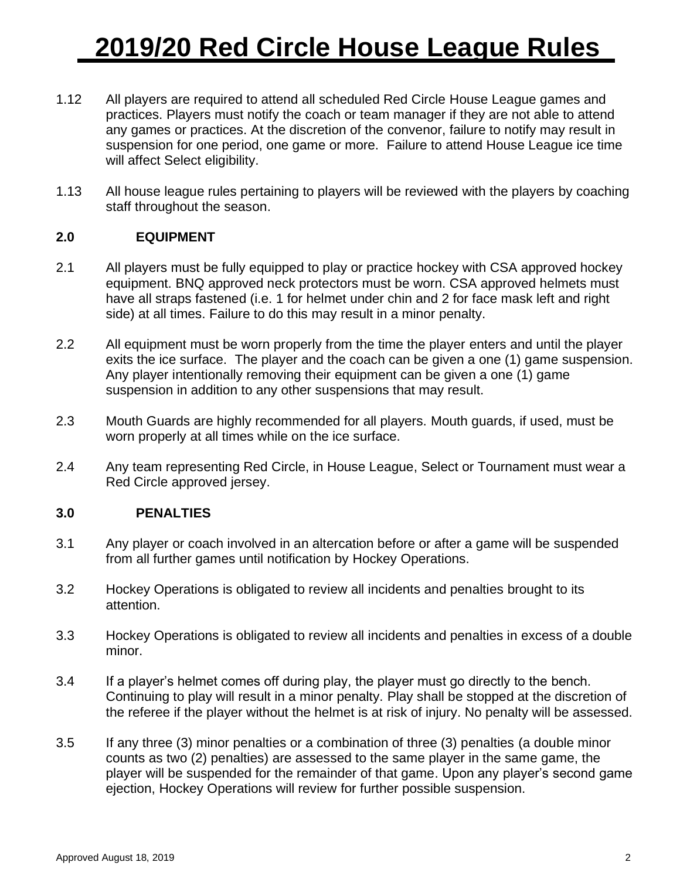# 2019/20 Red Circle House League Rules

1.12 All players are required to attend all scheduled Red Circle House League games and practices. Players must notify the coach or team manager if they are not able to attend any games or practices. At the discretion of the convenor, failure to notify may result in suspension for one period, one game or more. Failure to attend House League ice time will affect Select eligibility.

1.13 All house league rules pertaining to players will be reviewed with the players by coaching staff throughout the season.

## 2.0 EQUIPMENT

2.1 All players must be fully equipped to play or practice hockey with CSA approved hockey equipment. BNQ approved neck protectors must be worn. CSA approved helmets must have all straps fastened (i.e. 1 for helmet under chin and 2 for face mask left and right side) at all times. Failure to do this may result in a minor penalty.

2.2 All equipment must be worn properly from the time the player enters and until the player exits the ice surface. The player and the coach can be given a one (1) game suspension. Any player intentionally removing their equipment can be given a one (1) game suspension in addition to any other suspensions that may result.

2.3 Mouth Guards are highly recommended for all players. Mouth guards, if used, must be worn properly at all times while on the ice surface.

2.4 Any team representing Red Circle, in House League, Select or Tournament must wear a Red Circle approved jersey.

## 3.0 PENALTIES

3.1 Any player or coach involved in an altercation before or after a game will be suspended from all further games until notification by Hockey Operations.

3.2 Hockey Operations is obligated to review all incidents and penalties brought to its attention.

3.3 Hockey Operations is obligated to review all incidents and penalties in excess of a double minor.

3.4 If a player's helmet comes off during play, the player must go directly to the bench. Continuing to play will result in a minor penalty. Play shall be stopped at the discretion of the referee if the player without the helmet is at risk of injury. No penalty will be assessed.

3.5 If any three (3) minor penalties or a combination of three (3) penalties (a double minor counts as two (2) penalties) are assessed to the same player in the same game, the player will be suspended for the remainder of that game. Upon any player's second game ejection, Hockey Operations will review for further possible suspension.

Approved August 18, 2019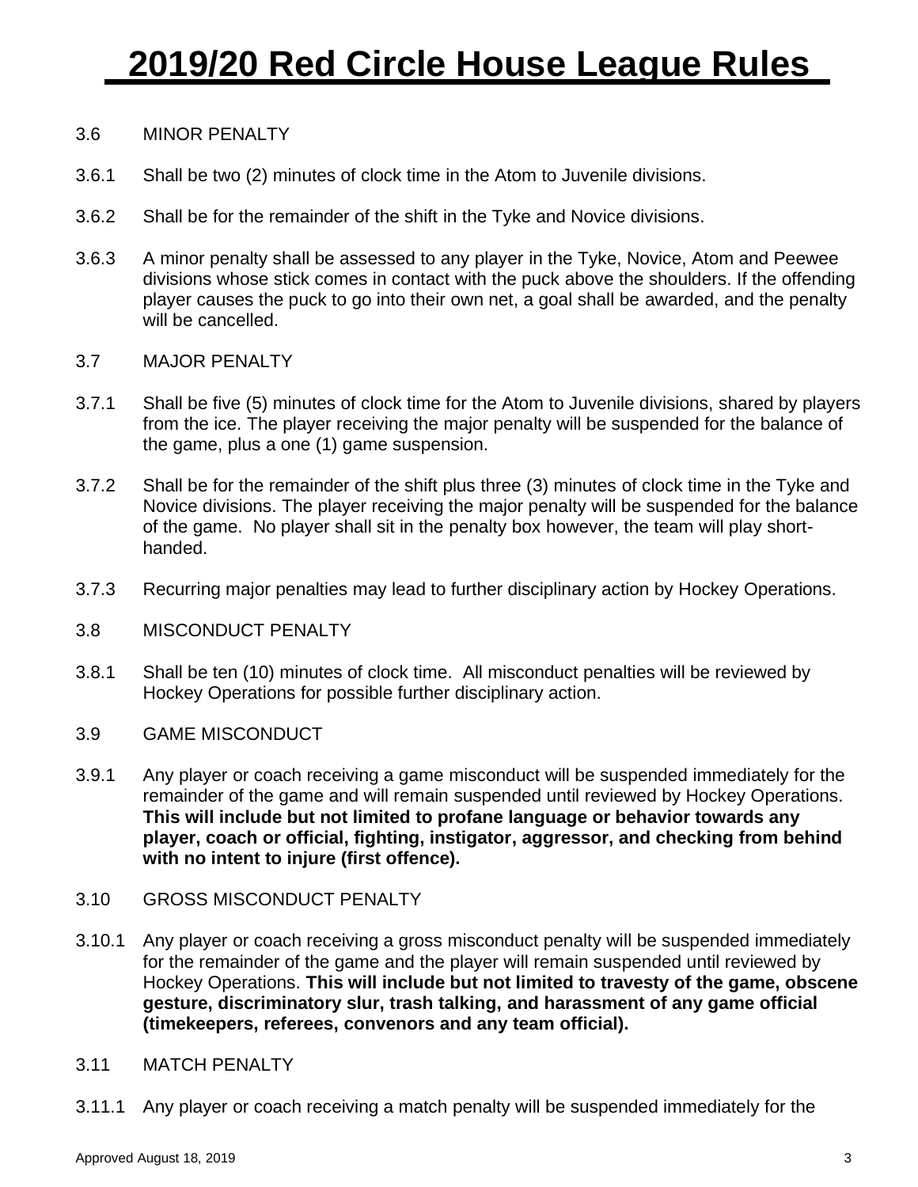# 2019/20 Red Circle House League Rules

3.6 MINOR PENALTY

3.6.1 Shall be two (2) minutes of clock time in the Atom to Juvenile divisions.

3.6.2 Shall be for the remainder of the shift in the Tyke and Novice divisions.

3.6.3 A minor penalty shall be assessed to any player in the Tyke, Novice, Atom and Peewee divisions whose stick comes in contact with the puck above the shoulders. If the offending player causes the puck to go into their own net, a goal shall be awarded, and the penalty will be cancelled.

3.7 MAJOR PENALTY

3.7.1 Shall be five (5) minutes of clock time for the Atom to Juvenile divisions, shared by players from the ice. The player receiving the major penalty will be suspended for the balance of the game, plus a one (1) game suspension.

3.7.2 Shall be for the remainder of the shift plus three (3) minutes of clock time in the Tyke and Novice divisions. The player receiving the major penalty will be suspended for the balance of the game. No player shall sit in the penalty box however, the team will play short-handed.

3.7.3 Recurring major penalties may lead to further disciplinary action by Hockey Operations.

3.8 MISCONDUCT PENALTY

3.8.1 Shall be ten (10) minutes of clock time. All misconduct penalties will be reviewed by Hockey Operations for possible further disciplinary action.

3.9 GAME MISCONDUCT

3.9.1 Any player or coach receiving a game misconduct will be suspended immediately for the remainder of the game and will remain suspended until reviewed by Hockey Operations. **This will include but not limited to profane language or behavior towards any player, coach or official, fighting, instigator, aggressor, and checking from behind with no intent to injure (first offence).**

3.10 GROSS MISCONDUCT PENALTY

3.10.1 Any player or coach receiving a gross misconduct penalty will be suspended immediately for the remainder of the game and the player will remain suspended until reviewed by Hockey Operations. **This will include but not limited to travesty of the game, obscene gesture, discriminatory slur, trash talking, and harassment of any game official (timekeepers, referees, convenors and any team official).**

3.11 MATCH PENALTY

3.11.1 Any player or coach receiving a match penalty will be suspended immediately for the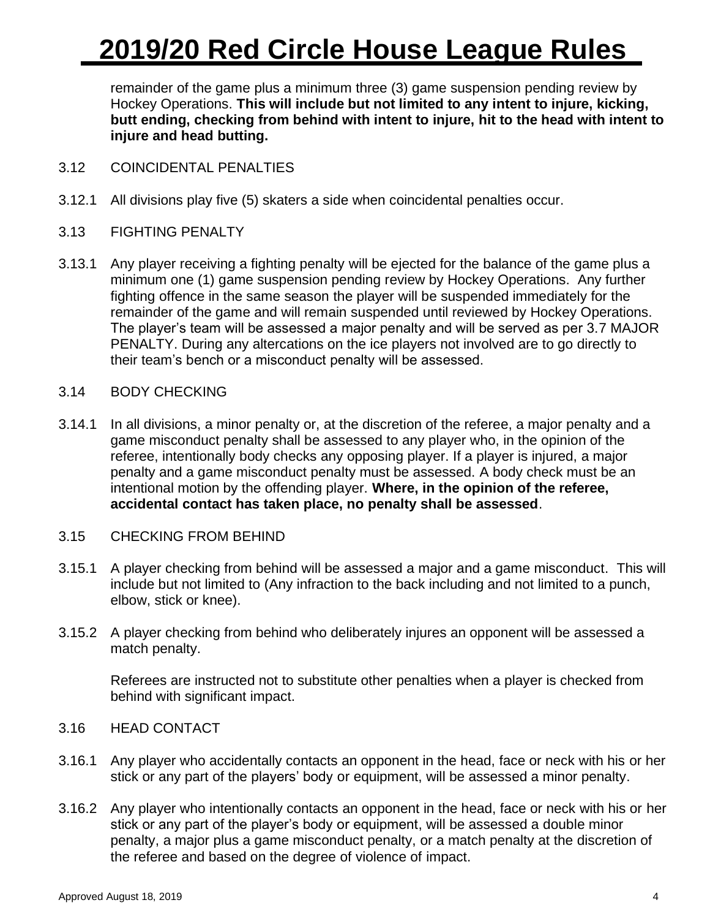remainder of the game plus a minimum three (3) game suspension pending review by Hockey Operations. **This will include but not limited to any intent to injure, kicking, butt ending, checking from behind with intent to injure, hit to the head with intent to injure and head butting.**

3.12 COINCIDENTAL PENALTIES

3.12.1 All divisions play five (5) skaters a side when coincidental penalties occur.

3.13 FIGHTING PENALTY

3.13.1 Any player receiving a fighting penalty will be ejected for the balance of the game plus a minimum one (1) game suspension pending review by Hockey Operations. Any further fighting offence in the same season the player will be suspended immediately for the remainder of the game and will remain suspended until reviewed by Hockey Operations. The player's team will be assessed a major penalty and will be served as per 3.7 MAJOR PENALTY. During any altercations on the ice players not involved are to go directly to their team's bench or a misconduct penalty will be assessed.

3.14 BODY CHECKING

3.14.1 In all divisions, a minor penalty or, at the discretion of the referee, a major penalty and a game misconduct penalty shall be assessed to any player who, in the opinion of the referee, intentionally body checks any opposing player. If a player is injured, a major penalty and a game misconduct penalty must be assessed. A body check must be an intentional motion by the offending player. **Where, in the opinion of the referee, accidental contact has taken place, no penalty shall be assessed**.

3.15 CHECKING FROM BEHIND

3.15.1 A player checking from behind will be assessed a major and a game misconduct. This will include but not limited to (Any infraction to the back including and not limited to a punch, elbow, stick or knee).

3.15.2 A player checking from behind who deliberately injures an opponent will be assessed a match penalty.

Referees are instructed not to substitute other penalties when a player is checked from behind with significant impact.

3.16 HEAD CONTACT

3.16.1 Any player who accidentally contacts an opponent in the head, face or neck with his or her stick or any part of the players' body or equipment, will be assessed a minor penalty.

3.16.2 Any player who intentionally contacts an opponent in the head, face or neck with his or her stick or any part of the player's body or equipment, will be assessed a double minor penalty, a major plus a game misconduct penalty, or a match penalty at the discretion of the referee and based on the degree of violence of impact.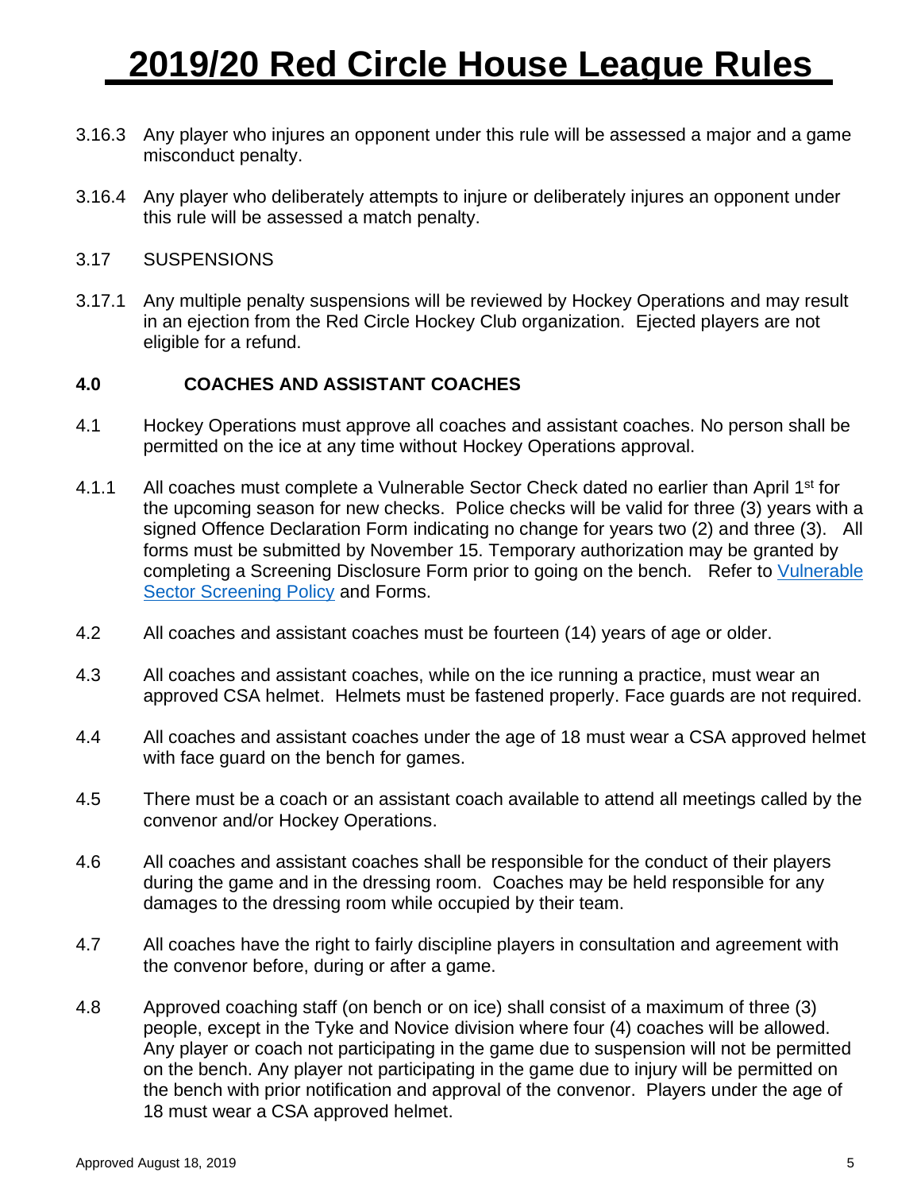3.16.3 Any player who injures an opponent under this rule will be assessed a major and a game misconduct penalty.

3.16.4 Any player who deliberately attempts to injure or deliberately injures an opponent under this rule will be assessed a match penalty.

3.17 SUSPENSIONS

3.17.1 Any multiple penalty suspensions will be reviewed by Hockey Operations and may result in an ejection from the Red Circle Hockey Club organization. Ejected players are not eligible for a refund.

## 4.0 COACHES AND ASSISTANT COACHES

4.1 Hockey Operations must approve all coaches and assistant coaches. No person shall be permitted on the ice at any time without Hockey Operations approval.

4.1.1 All coaches must complete a Vulnerable Sector Check dated no earlier than April 1st for the upcoming season for new checks. Police checks will be valid for three (3) years with a signed Offence Declaration Form indicating no change for years two (2) and three (3). All forms must be submitted by November 15. Temporary authorization may be granted by completing a Screening Disclosure Form prior to going on the bench. Refer to Vulnerable Sector Screening Policy and Forms.

4.2 All coaches and assistant coaches must be fourteen (14) years of age or older.

4.3 All coaches and assistant coaches, while on the ice running a practice, must wear an approved CSA helmet. Helmets must be fastened properly. Face guards are not required.

4.4 All coaches and assistant coaches under the age of 18 must wear a CSA approved helmet with face guard on the bench for games.

4.5 There must be a coach or an assistant coach available to attend all meetings called by the convenor and/or Hockey Operations.

4.6 All coaches and assistant coaches shall be responsible for the conduct of their players during the game and in the dressing room. Coaches may be held responsible for any damages to the dressing room while occupied by their team.

4.7 All coaches have the right to fairly discipline players in consultation and agreement with the convenor before, during or after a game.

4.8 Approved coaching staff (on bench or on ice) shall consist of a maximum of three (3) people, except in the Tyke and Novice division where four (4) coaches will be allowed. Any player or coach not participating in the game due to suspension will not be permitted on the bench. Any player not participating in the game due to injury will be permitted on the bench with prior notification and approval of the convenor. Players under the age of 18 must wear a CSA approved helmet.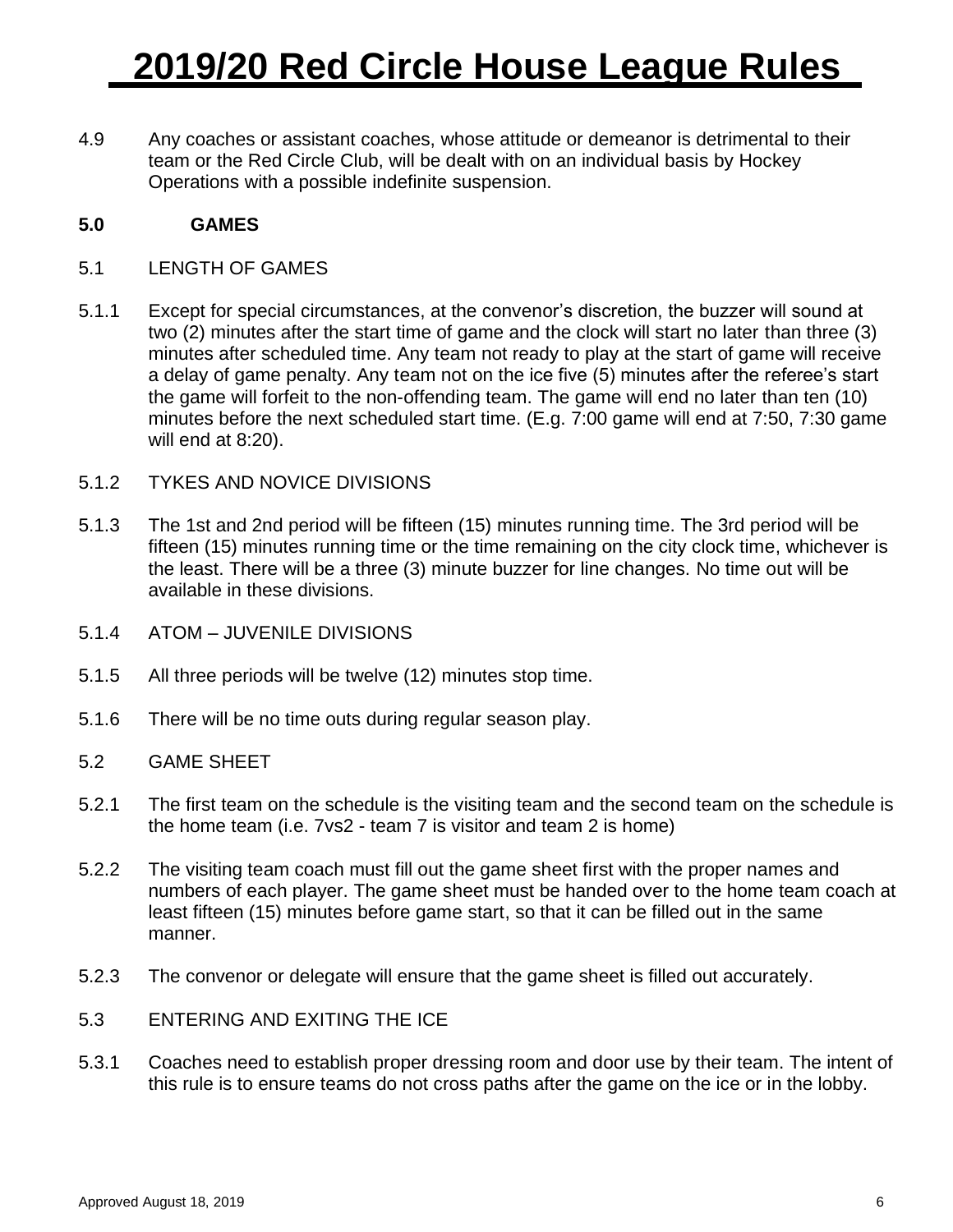4.9 Any coaches or assistant coaches, whose attitude or demeanor is detrimental to their team or the Red Circle Club, will be dealt with on an individual basis by Hockey Operations with a possible indefinite suspension.

## 5.0 GAMES

5.1 LENGTH OF GAMES

5.1.1 Except for special circumstances, at the convenor's discretion, the buzzer will sound at two (2) minutes after the start time of game and the clock will start no later than three (3) minutes after scheduled time. Any team not ready to play at the start of game will receive a delay of game penalty. Any team not on the ice five (5) minutes after the referee's start the game will forfeit to the non-offending team. The game will end no later than ten (10) minutes before the next scheduled start time. (E.g. 7:00 game will end at 7:50, 7:30 game will end at 8:20).

5.1.2 TYKES AND NOVICE DIVISIONS

5.1.3 The 1st and 2nd period will be fifteen (15) minutes running time. The 3rd period will be fifteen (15) minutes running time or the time remaining on the city clock time, whichever is the least. There will be a three (3) minute buzzer for line changes. No time out will be available in these divisions.

5.1.4 ATOM – JUVENILE DIVISIONS

5.1.5 All three periods will be twelve (12) minutes stop time.

5.1.6 There will be no time outs during regular season play.

5.2 GAME SHEET

5.2.1 The first team on the schedule is the visiting team and the second team on the schedule is the home team (i.e. 7vs2 - team 7 is visitor and team 2 is home)

5.2.2 The visiting team coach must fill out the game sheet first with the proper names and numbers of each player. The game sheet must be handed over to the home team coach at least fifteen (15) minutes before game start, so that it can be filled out in the same manner.

5.2.3 The convenor or delegate will ensure that the game sheet is filled out accurately.

5.3 ENTERING AND EXITING THE ICE

5.3.1 Coaches need to establish proper dressing room and door use by their team. The intent of this rule is to ensure teams do not cross paths after the game on the ice or in the lobby.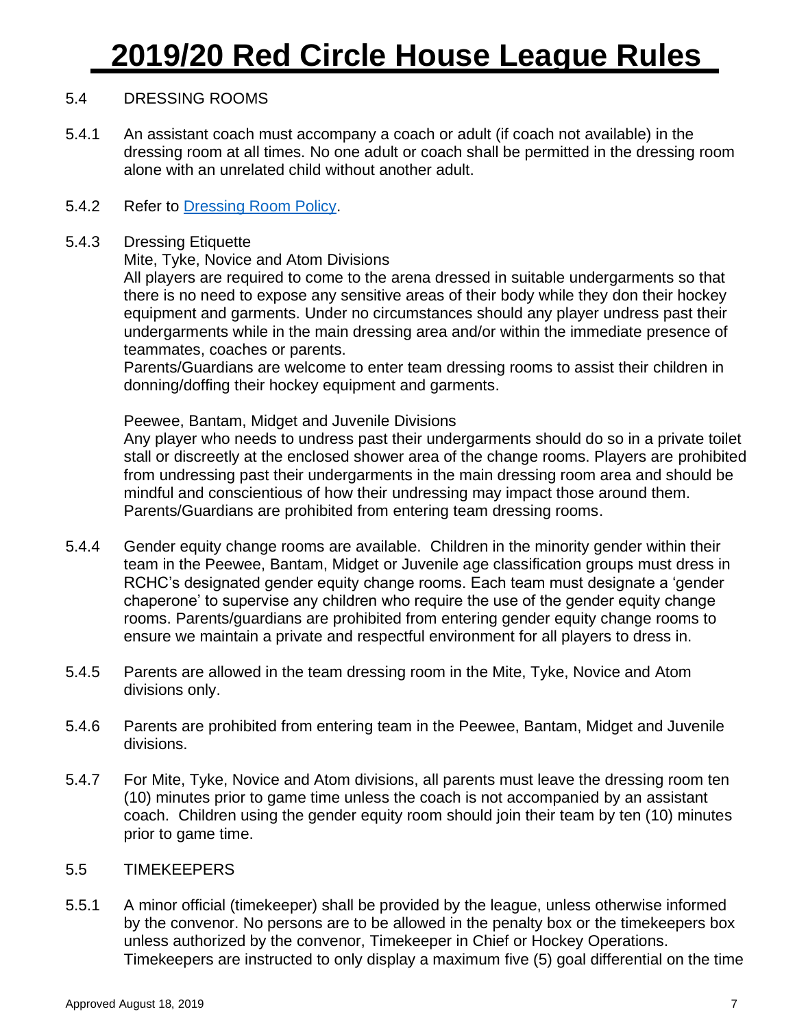## 5.4 DRESSING ROOMS

5.4.1 An assistant coach must accompany a coach or adult (if coach not available) in the dressing room at all times. No one adult or coach shall be permitted in the dressing room alone with an unrelated child without another adult.

5.4.2 Refer to [Dressing Room Policy](Dressing Room Policy).

5.4.3 Dressing Etiquette

Mite, Tyke, Novice and Atom Divisions

All players are required to come to the arena dressed in suitable undergarments so that there is no need to expose any sensitive areas of their body while they don their hockey equipment and garments. Under no circumstances should any player undress past their undergarments while in the main dressing area and/or within the immediate presence of teammates, coaches or parents.

Parents/Guardians are welcome to enter team dressing rooms to assist their children in donning/doffing their hockey equipment and garments.

Peewee, Bantam, Midget and Juvenile Divisions

Any player who needs to undress past their undergarments should do so in a private toilet stall or discreetly at the enclosed shower area of the change rooms. Players are prohibited from undressing past their undergarments in the main dressing room area and should be mindful and conscientious of how their undressing may impact those around them.

Parents/Guardians are prohibited from entering team dressing rooms.

5.4.4 Gender equity change rooms are available. Children in the minority gender within their team in the Peewee, Bantam, Midget or Juvenile age classification groups must dress in RCHC's designated gender equity change rooms. Each team must designate a 'gender chaperone' to supervise any children who require the use of the gender equity change rooms. Parents/guardians are prohibited from entering gender equity change rooms to ensure we maintain a private and respectful environment for all players to dress in.

5.4.5 Parents are allowed in the team dressing room in the Mite, Tyke, Novice and Atom divisions only.

5.4.6 Parents are prohibited from entering team in the Peewee, Bantam, Midget and Juvenile divisions.

5.4.7 For Mite, Tyke, Novice and Atom divisions, all parents must leave the dressing room ten (10) minutes prior to game time unless the coach is not accompanied by an assistant coach. Children using the gender equity room should join their team by ten (10) minutes prior to game time.

## 5.5 TIMEKEEPERS

5.5.1 A minor official (timekeeper) shall be provided by the league, unless otherwise informed by the convenor. No persons are to be allowed in the penalty box or the timekeepers box unless authorized by the convenor, Timekeeper in Chief or Hockey Operations. Timekeepers are instructed to only display a maximum five (5) goal differential on the time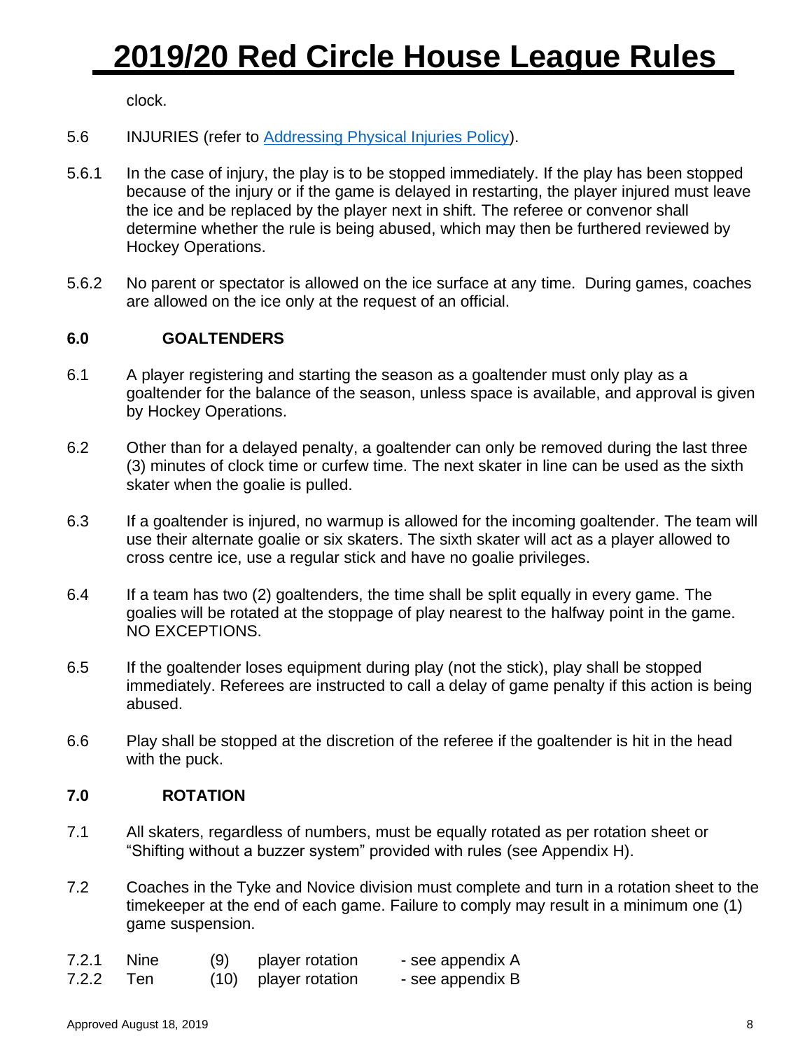clock.

5.6 INJURIES (refer to [Addressing Physical Injuries Policy]).

5.6.1 In the case of injury, the play is to be stopped immediately. If the play has been stopped because of the injury or if the game is delayed in restarting, the player injured must leave the ice and be replaced by the player next in shift. The referee or convenor shall determine whether the rule is being abused, which may then be furthered reviewed by Hockey Operations.

5.6.2 No parent or spectator is allowed on the ice surface at any time. During games, coaches are allowed on the ice only at the request of an official.

## 6.0 GOALTENDERS

6.1 A player registering and starting the season as a goaltender must only play as a goaltender for the balance of the season, unless space is available, and approval is given by Hockey Operations.

6.2 Other than for a delayed penalty, a goaltender can only be removed during the last three (3) minutes of clock time or curfew time. The next skater in line can be used as the sixth skater when the goalie is pulled.

6.3 If a goaltender is injured, no warmup is allowed for the incoming goaltender. The team will use their alternate goalie or six skaters. The sixth skater will act as a player allowed to cross centre ice, use a regular stick and have no goalie privileges.

6.4 If a team has two (2) goaltenders, the time shall be split equally in every game. The goalies will be rotated at the stoppage of play nearest to the halfway point in the game. NO EXCEPTIONS.

6.5 If the goaltender loses equipment during play (not the stick), play shall be stopped immediately. Referees are instructed to call a delay of game penalty if this action is being abused.

6.6 Play shall be stopped at the discretion of the referee if the goaltender is hit in the head with the puck.

## 7.0 ROTATION

7.1 All skaters, regardless of numbers, must be equally rotated as per rotation sheet or "Shifting without a buzzer system" provided with rules (see Appendix H).

7.2 Coaches in the Tyke and Novice division must complete and turn in a rotation sheet to the timekeeper at the end of each game. Failure to comply may result in a minimum one (1) game suspension.

7.2.1 Nine (9) player rotation - see appendix A
7.2.2 Ten (10) player rotation - see appendix B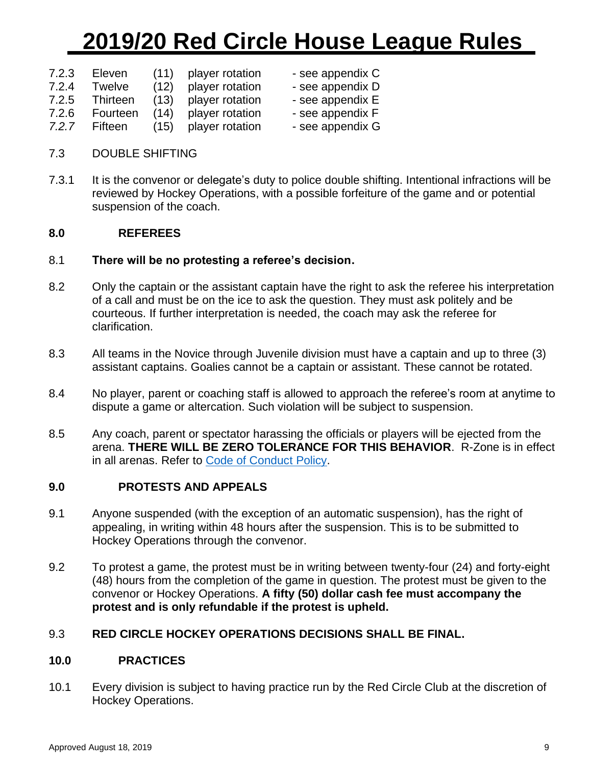# 2019/20 Red Circle House League Rules

| | | | | |
|---|---|---|---|---|
| 7.2.3 | Eleven | (11) | player rotation | - see appendix C |
| 7.2.4 | Twelve | (12) | player rotation | - see appendix D |
| 7.2.5 | Thirteen | (13) | player rotation | - see appendix E |
| 7.2.6 | Fourteen | (14) | player rotation | - see appendix F |
| *7.2.7* | Fifteen | (15) | player rotation | - see appendix G |

7.3 DOUBLE SHIFTING

7.3.1 It is the convenor or delegate's duty to police double shifting. Intentional infractions will be reviewed by Hockey Operations, with a possible forfeiture of the game and or potential suspension of the coach.

## 8.0 REFEREES

8.1 **There will be no protesting a referee's decision.**

8.2 Only the captain or the assistant captain have the right to ask the referee his interpretation of a call and must be on the ice to ask the question. They must ask politely and be courteous. If further interpretation is needed, the coach may ask the referee for clarification.

8.3 All teams in the Novice through Juvenile division must have a captain and up to three (3) assistant captains. Goalies cannot be a captain or assistant. These cannot be rotated.

8.4 No player, parent or coaching staff is allowed to approach the referee's room at anytime to dispute a game or altercation. Such violation will be subject to suspension.

8.5 Any coach, parent or spectator harassing the officials or players will be ejected from the arena. **THERE WILL BE ZERO TOLERANCE FOR THIS BEHAVIOR**. R-Zone is in effect in all arenas. Refer to Code of Conduct Policy.

## 9.0 PROTESTS AND APPEALS

9.1 Anyone suspended (with the exception of an automatic suspension), has the right of appealing, in writing within 48 hours after the suspension. This is to be submitted to Hockey Operations through the convenor.

9.2 To protest a game, the protest must be in writing between twenty-four (24) and forty-eight (48) hours from the completion of the game in question. The protest must be given to the convenor or Hockey Operations. **A fifty (50) dollar cash fee must accompany the protest and is only refundable if the protest is upheld.**

9.3 **RED CIRCLE HOCKEY OPERATIONS DECISIONS SHALL BE FINAL.**

## 10.0 PRACTICES

10.1 Every division is subject to having practice run by the Red Circle Club at the discretion of Hockey Operations.

Approved August 18, 2019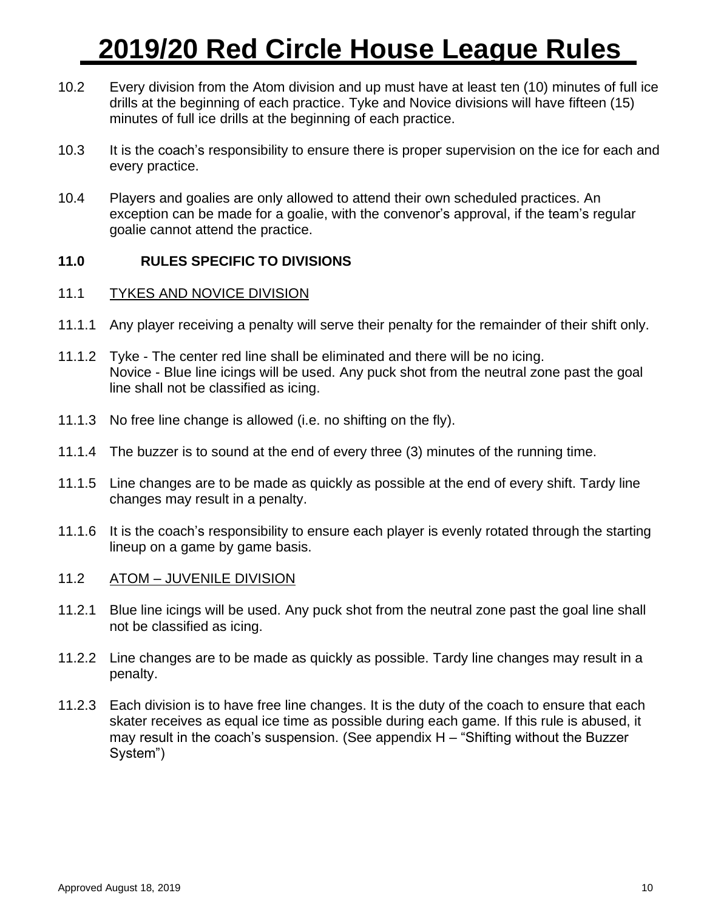10.2 Every division from the Atom division and up must have at least ten (10) minutes of full ice drills at the beginning of each practice. Tyke and Novice divisions will have fifteen (15) minutes of full ice drills at the beginning of each practice.

10.3 It is the coach's responsibility to ensure there is proper supervision on the ice for each and every practice.

10.4 Players and goalies are only allowed to attend their own scheduled practices. An exception can be made for a goalie, with the convenor's approval, if the team's regular goalie cannot attend the practice.

## 11.0 RULES SPECIFIC TO DIVISIONS

### 11.1 TYKES AND NOVICE DIVISION

11.1.1 Any player receiving a penalty will serve their penalty for the remainder of their shift only.

11.1.2 Tyke - The center red line shall be eliminated and there will be no icing.
Novice - Blue line icings will be used. Any puck shot from the neutral zone past the goal line shall not be classified as icing.

11.1.3 No free line change is allowed (i.e. no shifting on the fly).

11.1.4 The buzzer is to sound at the end of every three (3) minutes of the running time.

11.1.5 Line changes are to be made as quickly as possible at the end of every shift. Tardy line changes may result in a penalty.

11.1.6 It is the coach's responsibility to ensure each player is evenly rotated through the starting lineup on a game by game basis.

### 11.2 ATOM – JUVENILE DIVISION

11.2.1 Blue line icings will be used. Any puck shot from the neutral zone past the goal line shall not be classified as icing.

11.2.2 Line changes are to be made as quickly as possible. Tardy line changes may result in a penalty.

11.2.3 Each division is to have free line changes. It is the duty of the coach to ensure that each skater receives as equal ice time as possible during each game. If this rule is abused, it may result in the coach's suspension. (See appendix H – "Shifting without the Buzzer System")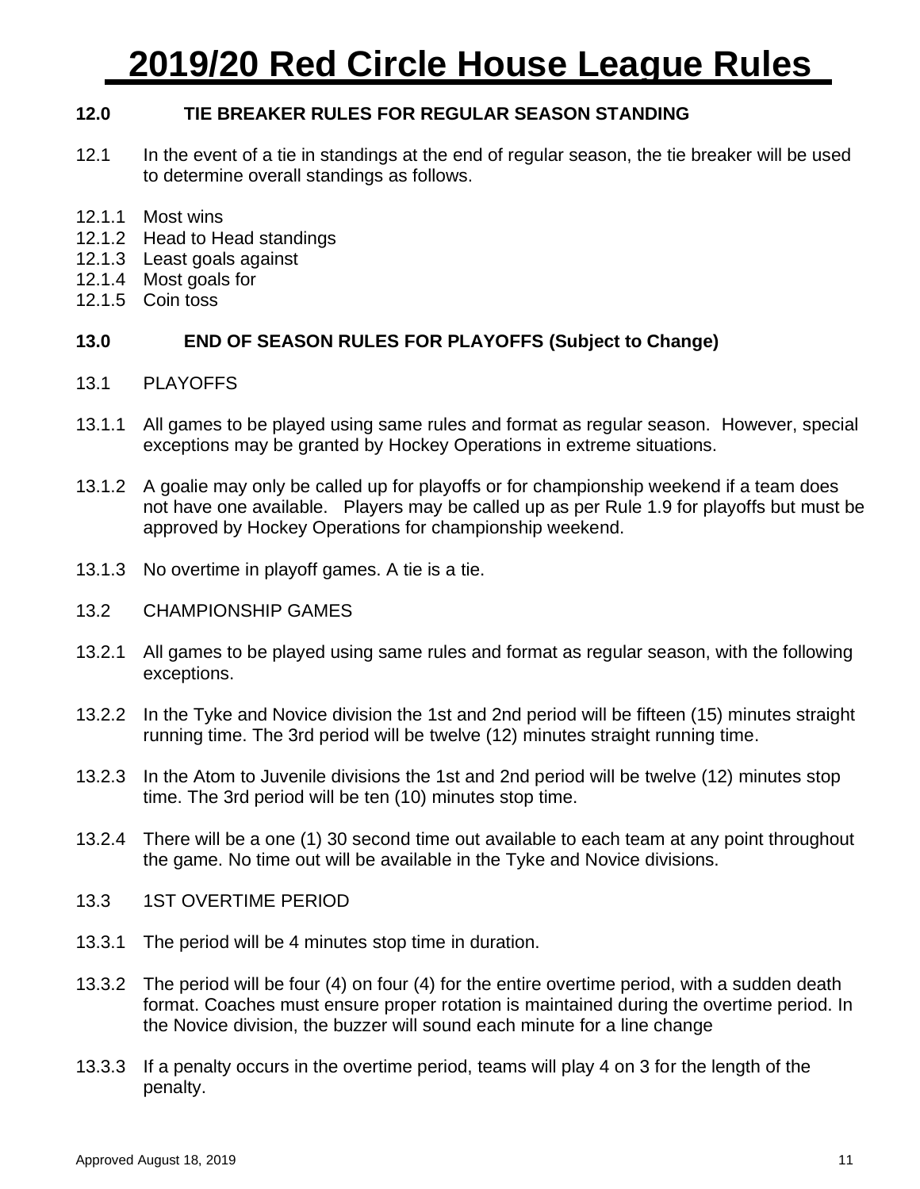# 2019/20 Red Circle House League Rules

## 12.0 TIE BREAKER RULES FOR REGULAR SEASON STANDING

12.1 In the event of a tie in standings at the end of regular season, the tie breaker will be used to determine overall standings as follows.

12.1.1 Most wins
12.1.2 Head to Head standings
12.1.3 Least goals against
12.1.4 Most goals for
12.1.5 Coin toss

## 13.0 END OF SEASON RULES FOR PLAYOFFS (Subject to Change)

13.1 PLAYOFFS

13.1.1 All games to be played using same rules and format as regular season. However, special exceptions may be granted by Hockey Operations in extreme situations.

13.1.2 A goalie may only be called up for playoffs or for championship weekend if a team does not have one available. Players may be called up as per Rule 1.9 for playoffs but must be approved by Hockey Operations for championship weekend.

13.1.3 No overtime in playoff games. A tie is a tie.

13.2 CHAMPIONSHIP GAMES

13.2.1 All games to be played using same rules and format as regular season, with the following exceptions.

13.2.2 In the Tyke and Novice division the 1st and 2nd period will be fifteen (15) minutes straight running time. The 3rd period will be twelve (12) minutes straight running time.

13.2.3 In the Atom to Juvenile divisions the 1st and 2nd period will be twelve (12) minutes stop time. The 3rd period will be ten (10) minutes stop time.

13.2.4 There will be a one (1) 30 second time out available to each team at any point throughout the game. No time out will be available in the Tyke and Novice divisions.

13.3 1ST OVERTIME PERIOD

13.3.1 The period will be 4 minutes stop time in duration.

13.3.2 The period will be four (4) on four (4) for the entire overtime period, with a sudden death format. Coaches must ensure proper rotation is maintained during the overtime period. In the Novice division, the buzzer will sound each minute for a line change

13.3.3 If a penalty occurs in the overtime period, teams will play 4 on 3 for the length of the penalty.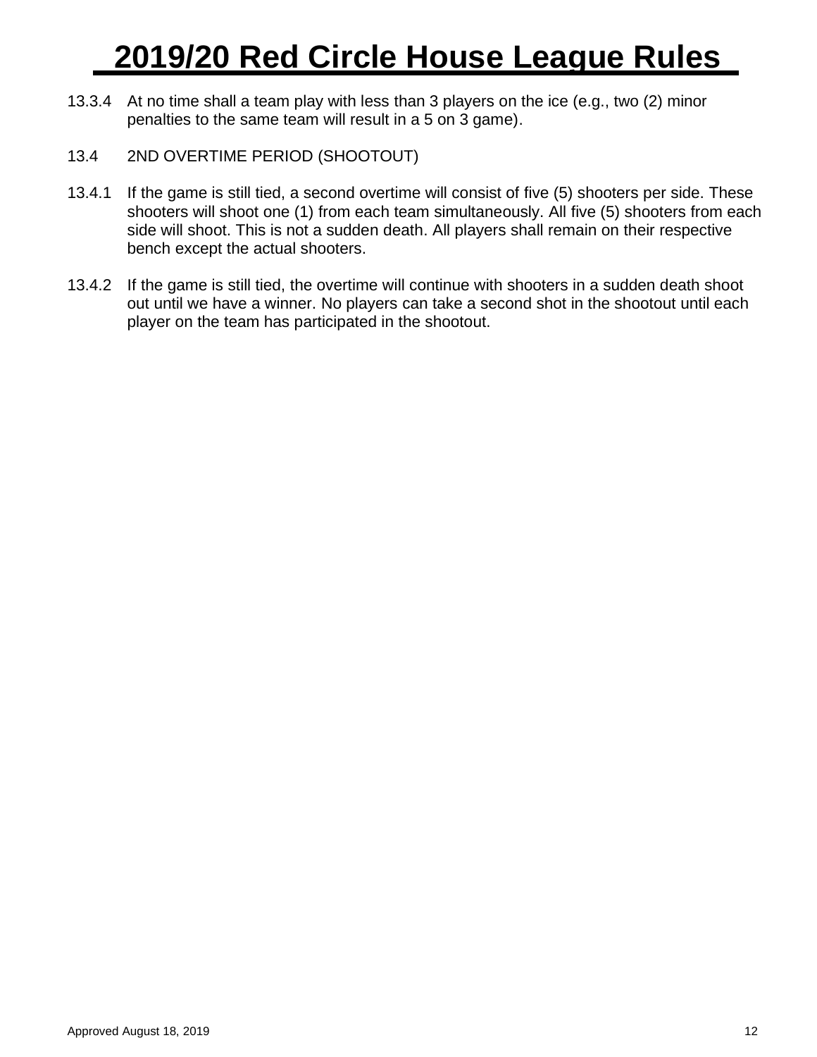13.3.4 At no time shall a team play with less than 3 players on the ice (e.g., two (2) minor penalties to the same team will result in a 5 on 3 game).

13.4 2ND OVERTIME PERIOD (SHOOTOUT)

13.4.1 If the game is still tied, a second overtime will consist of five (5) shooters per side. These shooters will shoot one (1) from each team simultaneously. All five (5) shooters from each side will shoot. This is not a sudden death. All players shall remain on their respective bench except the actual shooters.

13.4.2 If the game is still tied, the overtime will continue with shooters in a sudden death shoot out until we have a winner. No players can take a second shot in the shootout until each player on the team has participated in the shootout.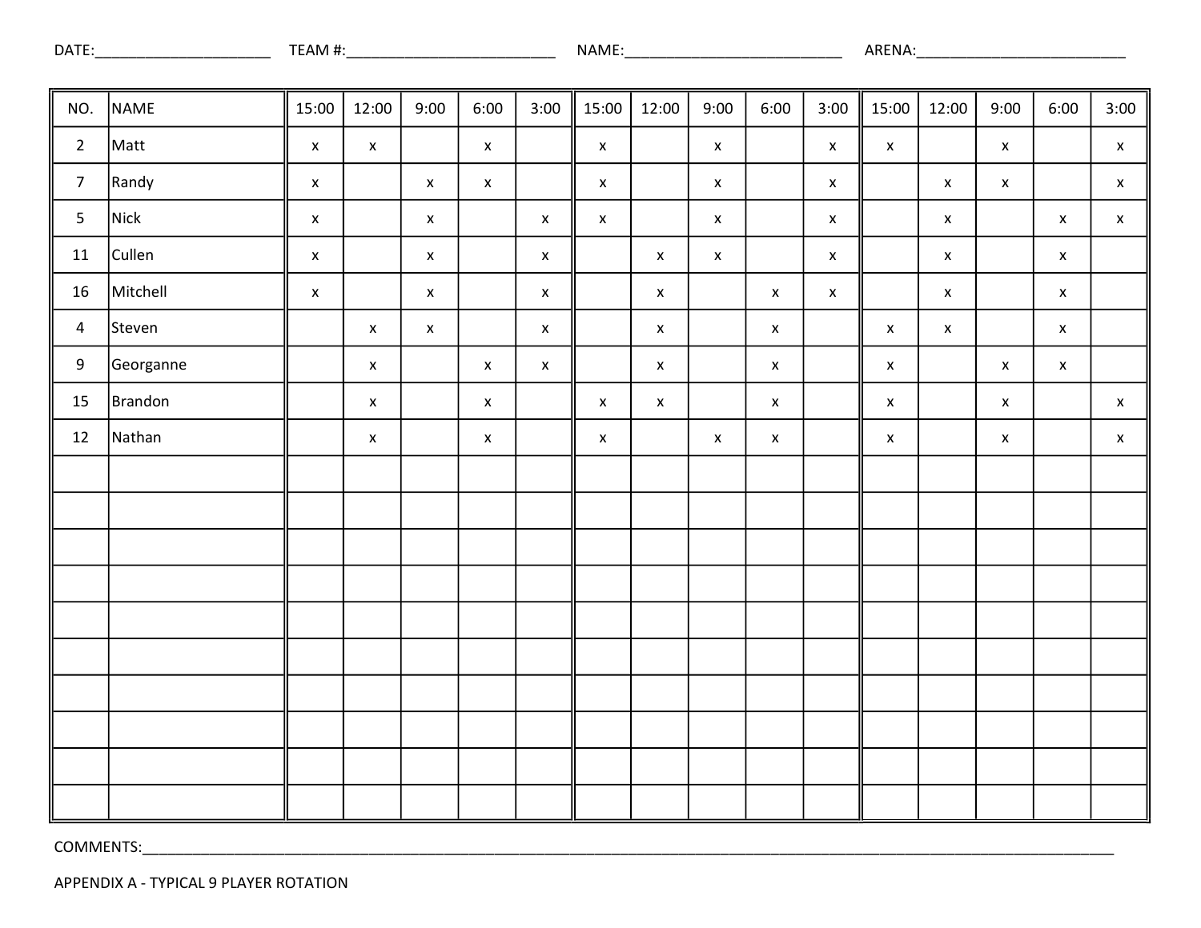DATE:______________________ TEAM #:__________________________ NAME:___________________________ ARENA:__________________________

| NO. | NAME | 15:00 | 12:00 | 9:00 | 6:00 | 3:00 | 15:00 | 12:00 | 9:00 | 6:00 | 3:00 | 15:00 | 12:00 | 9:00 | 6:00 | 3:00 |
|---|---|---|---|---|---|---|---|---|---|---|---|---|---|---|---|---|
| 2 | Matt | x | x | | x | | x | | x | | x | x | | x | | x |
| 7 | Randy | x | | x | x | | x | | x | | x | | x | x | | x |
| 5 | Nick | x | | x | | x | x | | x | | x | | x | | x | x |
| 11 | Cullen | x | | x | | x | | x | x | | x | | x | | x | |
| 16 | Mitchell | x | | x | | x | | x | | x | x | | x | | x | |
| 4 | Steven | | x | x | | x | | x | | x | | x | x | | x | |
| 9 | Georganne | | x | | x | x | | x | | x | | x | | x | x | |
| 15 | Brandon | | x | | x | | x | x | | x | | x | | x | | x |
| 12 | Nathan | | x | | x | | x | | x | x | | x | | x | | x |
| | | | | | | | | | | | | | | | | |
| | | | | | | | | | | | | | | | | |
| | | | | | | | | | | | | | | | | |
| | | | | | | | | | | | | | | | | |
| | | | | | | | | | | | | | | | | |
| | | | | | | | | | | | | | | | | |
| | | | | | | | | | | | | | | | | |
| | | | | | | | | | | | | | | | | |
| | | | | | | | | | | | | | | | | |
| | | | | | | | | | | | | | | | | |

COMMENTS:______________________________________________________________________________________________________________

APPENDIX A - TYPICAL 9 PLAYER ROTATION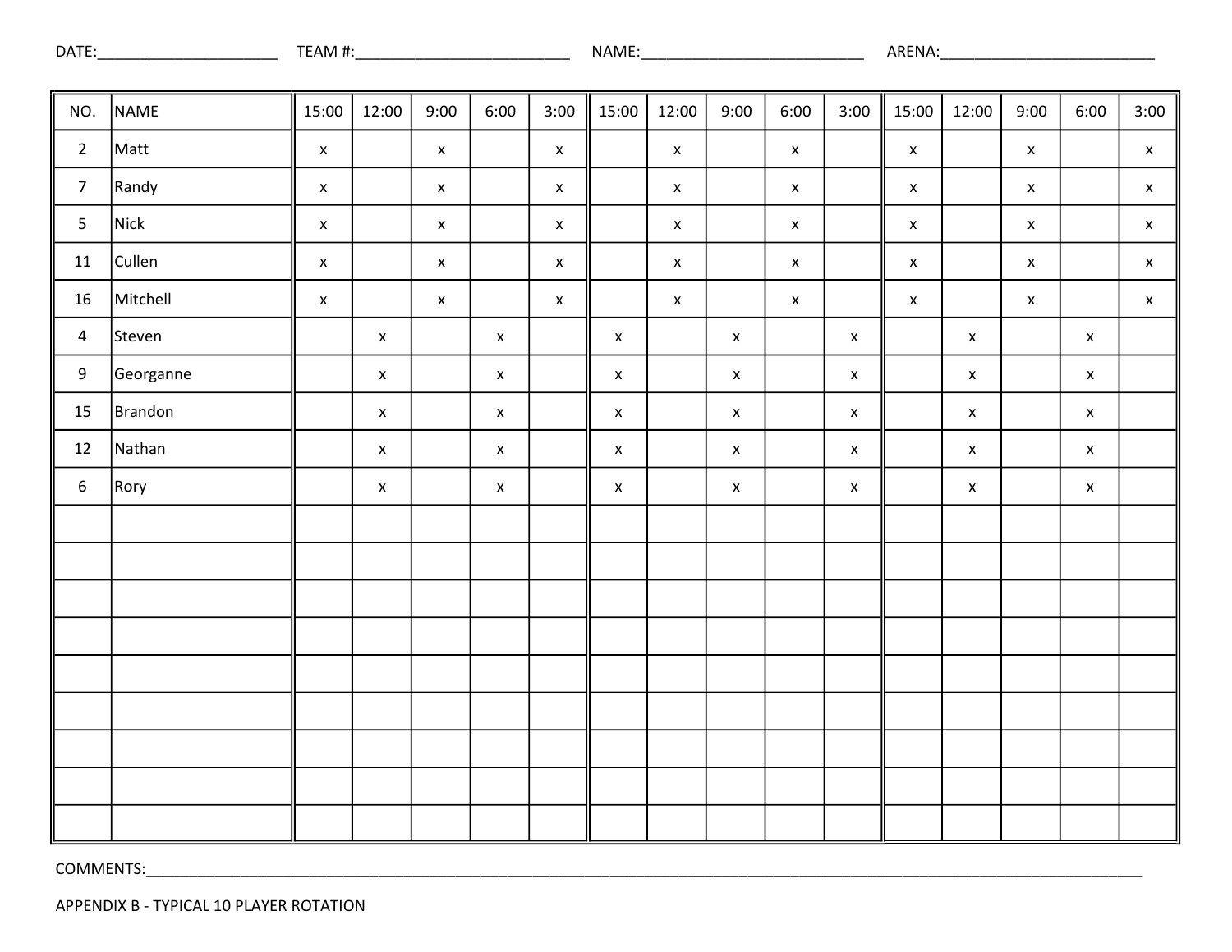DATE:____________________ TEAM #:________________________ NAME:________________________ ARENA:________________________

| NO. | NAME | 15:00 | 12:00 | 9:00 | 6:00 | 3:00 | 15:00 | 12:00 | 9:00 | 6:00 | 3:00 | 15:00 | 12:00 | 9:00 | 6:00 | 3:00 |
|---|---|---|---|---|---|---|---|---|---|---|---|---|---|---|---|---|
| 2 | Matt | x | | x | | x | | x | | x | | x | | x | | x |
| 7 | Randy | x | | x | | x | | x | | x | | x | | x | | x |
| 5 | Nick | x | | x | | x | | x | | x | | x | | x | | x |
| 11 | Cullen | x | | x | | x | | x | | x | | x | | x | | x |
| 16 | Mitchell | x | | x | | x | | x | | x | | x | | x | | x |
| 4 | Steven | | x | | x | | x | | x | | x | | x | | x | |
| 9 | Georganne | | x | | x | | x | | x | | x | | x | | x | |
| 15 | Brandon | | x | | x | | x | | x | | x | | x | | x | |
| 12 | Nathan | | x | | x | | x | | x | | x | | x | | x | |
| 6 | Rory | | x | | x | | x | | x | | x | | x | | x | |
| | | | | | | | | | | | | | | | | |
| | | | | | | | | | | | | | | | | |
| | | | | | | | | | | | | | | | | |
| | | | | | | | | | | | | | | | | |
| | | | | | | | | | | | | | | | | |
| | | | | | | | | | | | | | | | | |
| | | | | | | | | | | | | | | | | |
| | | | | | | | | | | | | | | | | |
| | | | | | | | | | | | | | | | | |

COMMENTS:________________________________________________________________________________________________

APPENDIX B - TYPICAL 10 PLAYER ROTATION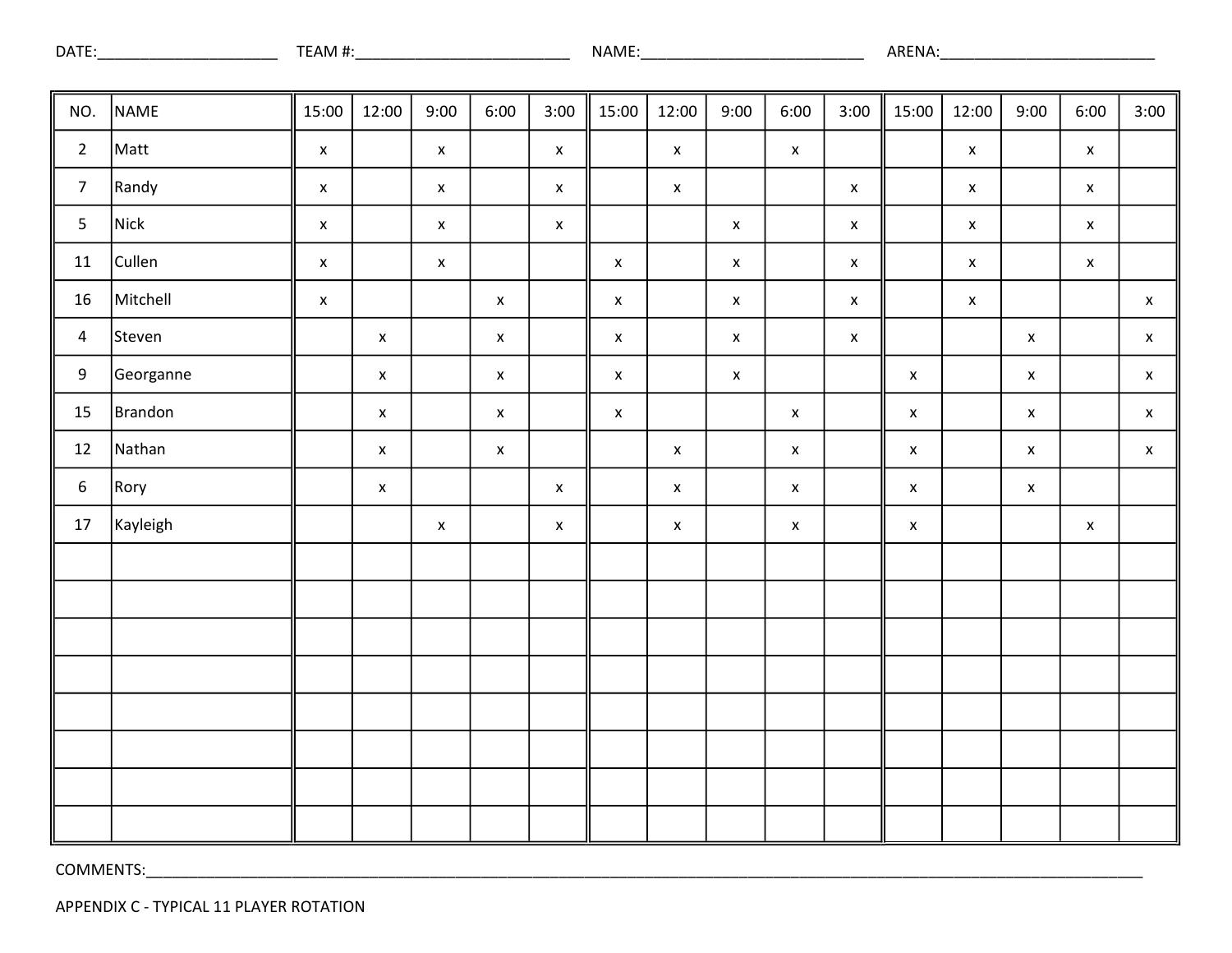DATE:_____________________ TEAM #:_________________________ NAME:__________________________ ARENA:_________________________

| NO. | NAME | 15:00 | 12:00 | 9:00 | 6:00 | 3:00 | 15:00 | 12:00 | 9:00 | 6:00 | 3:00 | 15:00 | 12:00 | 9:00 | 6:00 | 3:00 |
|---|---|---|---|---|---|---|---|---|---|---|---|---|---|---|---|---|
| 2 | Matt | x | | x | | x | | x | | x | | | x | | x | |
| 7 | Randy | x | | x | | x | | x | | | x | | x | | x | |
| 5 | Nick | x | | x | | x | | | x | | x | | x | | x | |
| 11 | Cullen | x | | x | | | x | | x | | x | | x | | x | |
| 16 | Mitchell | x | | | x | | x | | x | | x | | x | | | x |
| 4 | Steven | | x | | x | | x | | x | | x | | | x | | x |
| 9 | Georganne | | x | | x | | x | | x | | | x | | x | | x |
| 15 | Brandon | | x | | x | | x | | | x | | x | | x | | x |
| 12 | Nathan | | x | | x | | | x | | x | | x | | x | | x |
| 6 | Rory | | x | | | x | | x | | x | | x | | x | | |
| 17 | Kayleigh | | | x | | x | | x | | x | | x | | | x | |
| | | | | | | | | | | | | | | | | |
| | | | | | | | | | | | | | | | | |
| | | | | | | | | | | | | | | | | |
| | | | | | | | | | | | | | | | | |
| | | | | | | | | | | | | | | | | |
| | | | | | | | | | | | | | | | | |
| | | | | | | | | | | | | | | | | |
| | | | | | | | | | | | | | | | | |

COMMENTS:______________________________________________________________________________________________________________

APPENDIX C - TYPICAL 11 PLAYER ROTATION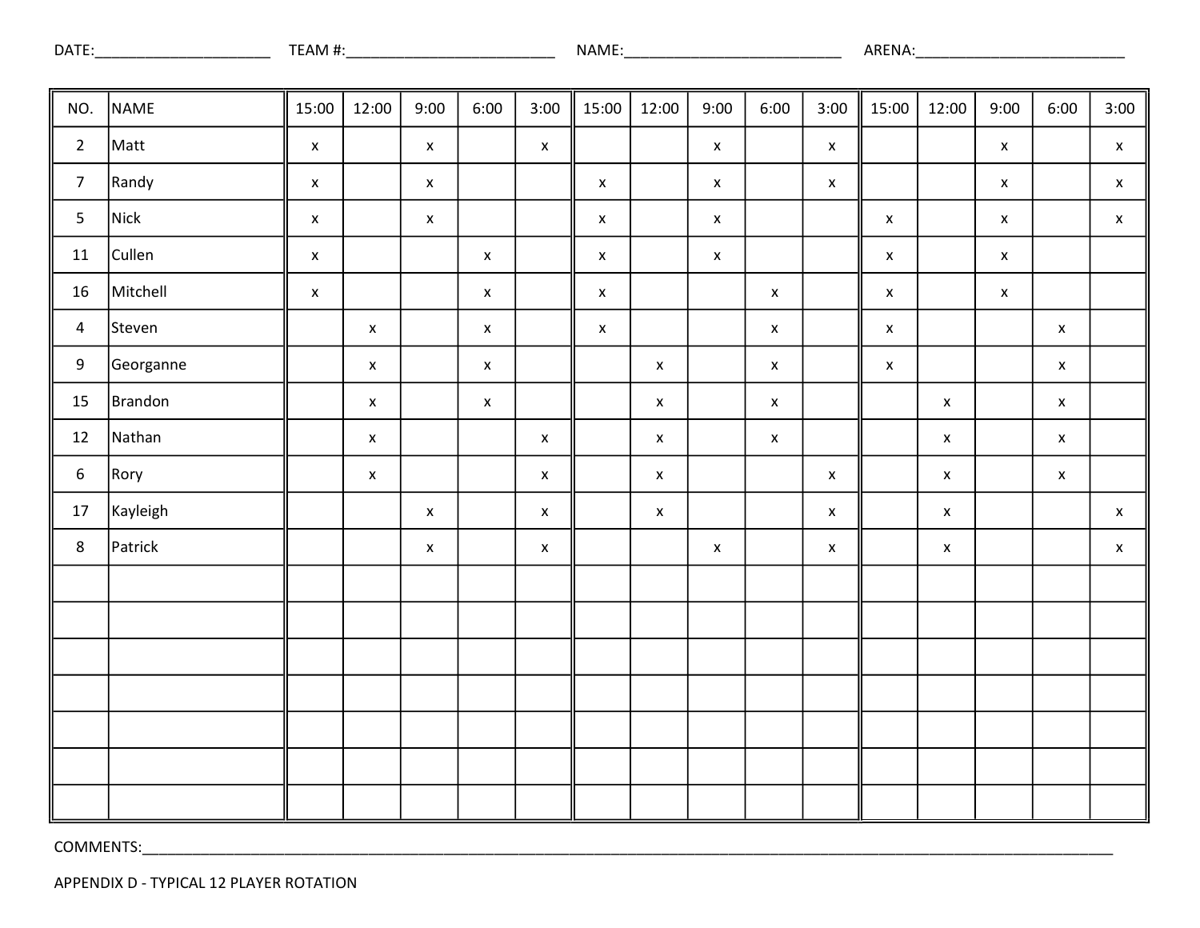DATE:_____________________ TEAM #:_________________________ NAME:__________________________ ARENA:_________________________

| NO. | NAME | 15:00 | 12:00 | 9:00 | 6:00 | 3:00 | 15:00 | 12:00 | 9:00 | 6:00 | 3:00 | 15:00 | 12:00 | 9:00 | 6:00 | 3:00 |
|---|---|---|---|---|---|---|---|---|---|---|---|---|---|---|---|---|
| 2 | Matt | x | | x | | x | | | x | | x | | | x | | x |
| 7 | Randy | x | | x | | | x | | x | | x | | | x | | x |
| 5 | Nick | x | | x | | | x | | x | | | x | | x | | x |
| 11 | Cullen | x | | | x | | x | | x | | | x | | x | | |
| 16 | Mitchell | x | | | x | | x | | | x | | x | | x | | |
| 4 | Steven | | x | | x | | x | | | x | | x | | | x | |
| 9 | Georganne | | x | | x | | | x | | x | | x | | | x | |
| 15 | Brandon | | x | | x | | | x | | x | | | x | | x | |
| 12 | Nathan | | x | | | x | | x | | x | | | x | | x | |
| 6 | Rory | | x | | | x | | x | | | x | | x | | x | |
| 17 | Kayleigh | | | x | | x | | x | | | x | | x | | | x |
| 8 | Patrick | | | x | | x | | | x | | x | | x | | | x |
| | | | | | | | | | | | | | | | | |
| | | | | | | | | | | | | | | | | |
| | | | | | | | | | | | | | | | | |
| | | | | | | | | | | | | | | | | |
| | | | | | | | | | | | | | | | | |
| | | | | | | | | | | | | | | | | |
| | | | | | | | | | | | | | | | | |

COMMENTS:____________________________________________________________________________________________________________

APPENDIX D - TYPICAL 12 PLAYER ROTATION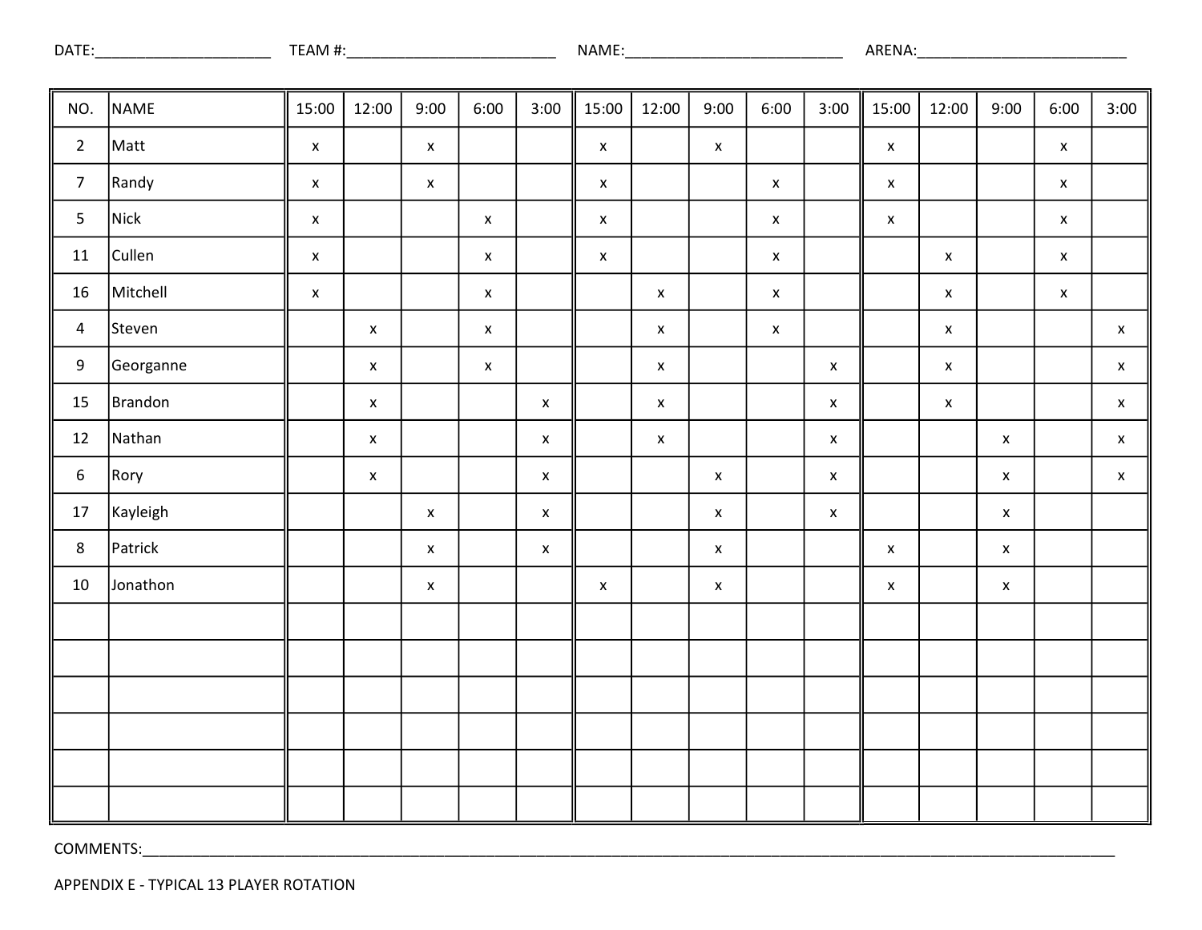DATE:_____________________ TEAM #:_________________________ NAME:__________________________ ARENA:_________________________

| NO. | NAME | 15:00 | 12:00 | 9:00 | 6:00 | 3:00 | 15:00 | 12:00 | 9:00 | 6:00 | 3:00 | 15:00 | 12:00 | 9:00 | 6:00 | 3:00 |
|---|---|---|---|---|---|---|---|---|---|---|---|---|---|---|---|---|
| 2 | Matt | x | | x | | | x | | x | | | x | | | x | |
| 7 | Randy | x | | x | | | x | | | x | | x | | | x | |
| 5 | Nick | x | | | x | | x | | | x | | x | | | x | |
| 11 | Cullen | x | | | x | | x | | | x | | | x | | x | |
| 16 | Mitchell | x | | | x | | | x | | x | | | x | | x | |
| 4 | Steven | | x | | x | | | x | | x | | | x | | | x |
| 9 | Georganne | | x | | x | | | x | | | x | | x | | | x |
| 15 | Brandon | | x | | | x | | x | | | x | | x | | | x |
| 12 | Nathan | | x | | | x | | x | | | x | | | x | | x |
| 6 | Rory | | x | | | x | | | x | | x | | | x | | x |
| 17 | Kayleigh | | | x | | x | | | x | | x | | | x | | |
| 8 | Patrick | | | x | | x | | | x | | | x | | x | | |
| 10 | Jonathon | | | x | | | x | | x | | | x | | x | | |
| | | | | | | | | | | | | | | | | |
| | | | | | | | | | | | | | | | | |
| | | | | | | | | | | | | | | | | |
| | | | | | | | | | | | | | | | | |
| | | | | | | | | | | | | | | | | |
| | | | | | | | | | | | | | | | | |

COMMENTS:______________________________________________________________________________________________________________

APPENDIX E - TYPICAL 13 PLAYER ROTATION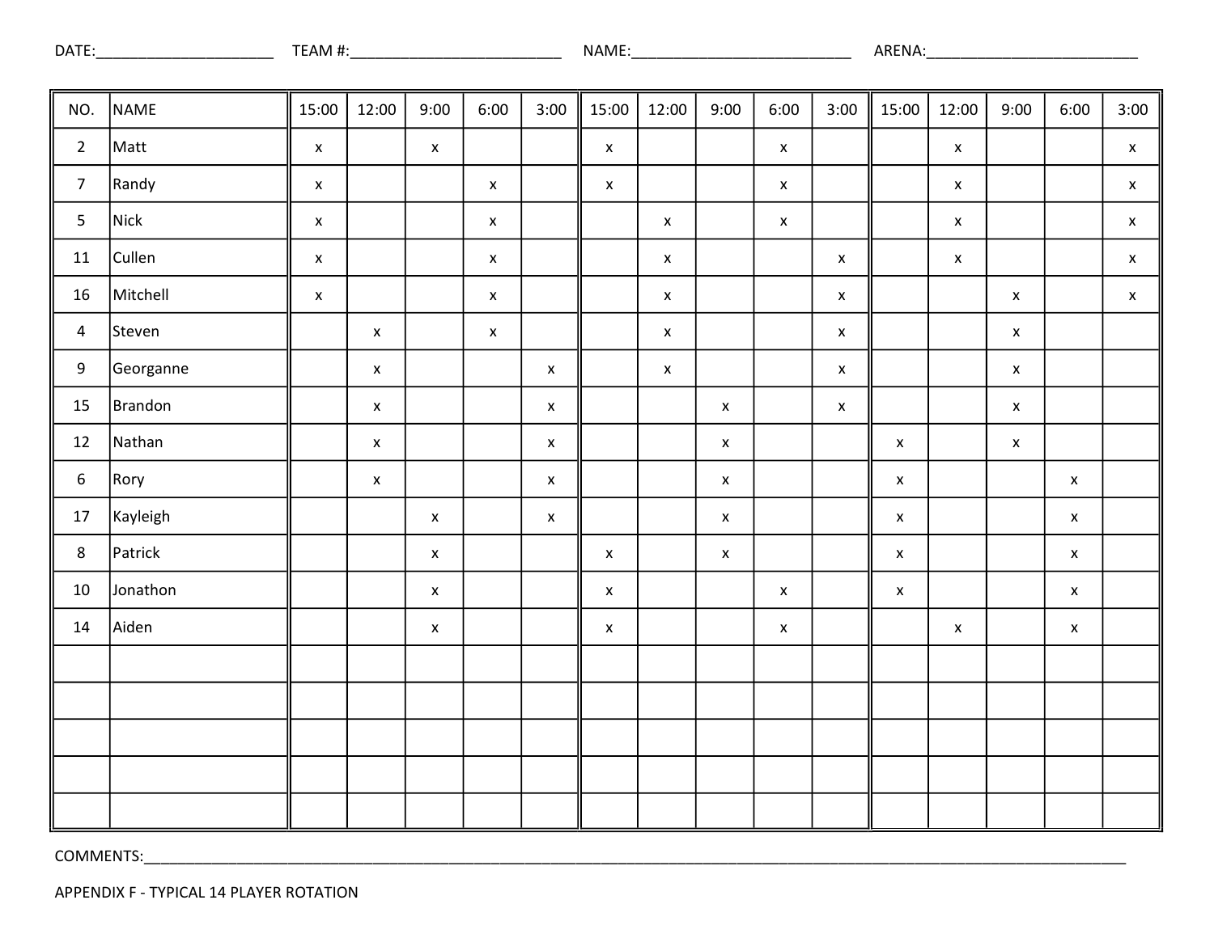DATE:_____________________ TEAM #:_________________________ NAME:__________________________ ARENA:_________________________

| NO. | NAME | 15:00 | 12:00 | 9:00 | 6:00 | 3:00 | 15:00 | 12:00 | 9:00 | 6:00 | 3:00 | 15:00 | 12:00 | 9:00 | 6:00 | 3:00 |
|---|---|---|---|---|---|---|---|---|---|---|---|---|---|---|---|---|
| 2 | Matt | x | | x | | | x | | | x | | | x | | | x |
| 7 | Randy | x | | | x | | x | | | x | | | x | | | x |
| 5 | Nick | x | | | x | | | x | | x | | | x | | | x |
| 11 | Cullen | x | | | x | | | x | | | x | | x | | | x |
| 16 | Mitchell | x | | | x | | | x | | | x | | | x | | x |
| 4 | Steven | | x | | x | | | x | | | x | | | x | | |
| 9 | Georganne | | x | | | x | | x | | | x | | | x | | |
| 15 | Brandon | | x | | | x | | | x | | x | | | x | | |
| 12 | Nathan | | x | | | x | | | x | | | x | | x | | |
| 6 | Rory | | x | | | x | | | x | | | x | | | x | |
| 17 | Kayleigh | | | x | | x | | | x | | | x | | | x | |
| 8 | Patrick | | | x | | | x | | x | | | x | | | x | |
| 10 | Jonathon | | | x | | | x | | | x | | x | | | x | |
| 14 | Aiden | | | x | | | x | | | x | | | x | | x | |
| | | | | | | | | | | | | | | | | |
| | | | | | | | | | | | | | | | | |
| | | | | | | | | | | | | | | | | |
| | | | | | | | | | | | | | | | | |
| | | | | | | | | | | | | | | | | |

COMMENTS:_______________________________________________________________________________________________

APPENDIX F - TYPICAL 14 PLAYER ROTATION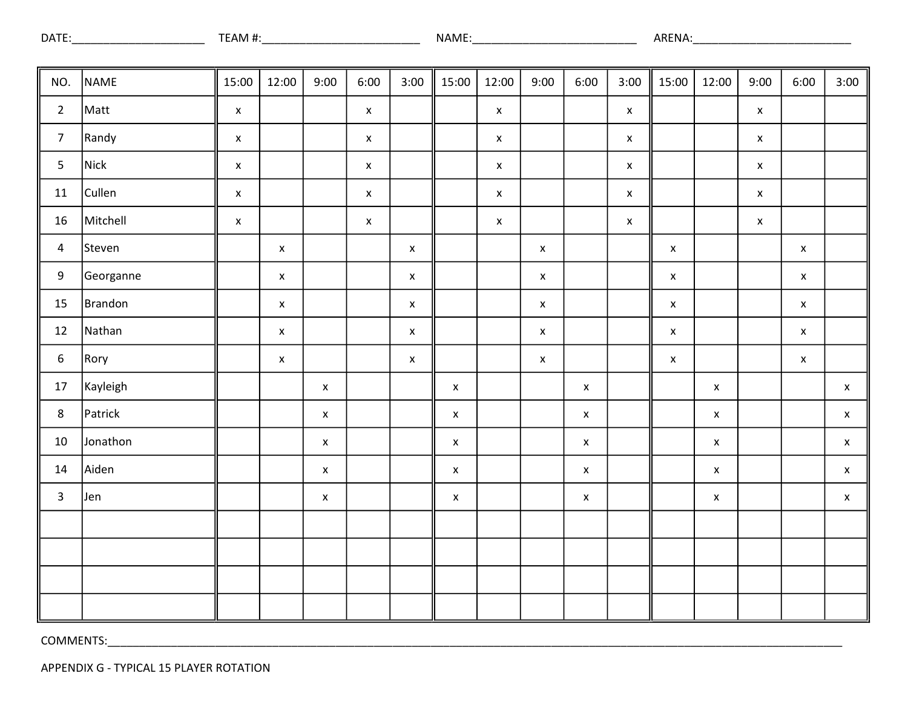DATE:_____________________ TEAM #:_________________________ NAME:__________________________ ARENA:_________________________

| NO. | NAME | 15:00 | 12:00 | 9:00 | 6:00 | 3:00 | 15:00 | 12:00 | 9:00 | 6:00 | 3:00 | 15:00 | 12:00 | 9:00 | 6:00 | 3:00 |
|---|---|---|---|---|---|---|---|---|---|---|---|---|---|---|---|---|
| 2 | Matt | x | | | x | | | x | | | x | | | x | | |
| 7 | Randy | x | | | x | | | x | | | x | | | x | | |
| 5 | Nick | x | | | x | | | x | | | x | | | x | | |
| 11 | Cullen | x | | | x | | | x | | | x | | | x | | |
| 16 | Mitchell | x | | | x | | | x | | | x | | | x | | |
| 4 | Steven | | x | | | x | | | x | | | x | | | x | |
| 9 | Georganne | | x | | | x | | | x | | | x | | | x | |
| 15 | Brandon | | x | | | x | | | x | | | x | | | x | |
| 12 | Nathan | | x | | | x | | | x | | | x | | | x | |
| 6 | Rory | | x | | | x | | | x | | | x | | | x | |
| 17 | Kayleigh | | | x | | | x | | | x | | | x | | | x |
| 8 | Patrick | | | x | | | x | | | x | | | x | | | x |
| 10 | Jonathon | | | x | | | x | | | x | | | x | | | x |
| 14 | Aiden | | | x | | | x | | | x | | | x | | | x |
| 3 | Jen | | | x | | | x | | | x | | | x | | | x |
| | | | | | | | | | | | | | | | | |
| | | | | | | | | | | | | | | | | |
| | | | | | | | | | | | | | | | | |
| | | | | | | | | | | | | | | | | |

COMMENTS:_____________________________________________________________________________________________________

APPENDIX G - TYPICAL 15 PLAYER ROTATION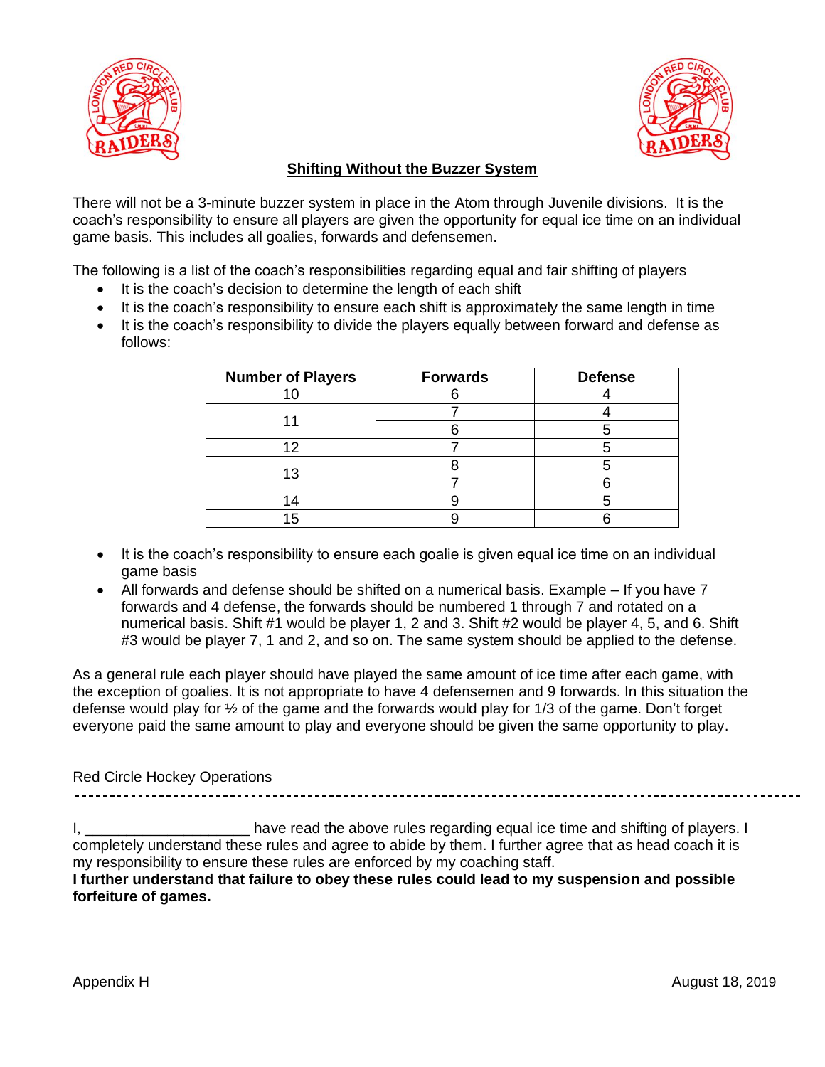## Shifting Without the Buzzer System

There will not be a 3-minute buzzer system in place in the Atom through Juvenile divisions. It is the coach's responsibility to ensure all players are given the opportunity for equal ice time on an individual game basis. This includes all goalies, forwards and defensemen.

The following is a list of the coach's responsibilities regarding equal and fair shifting of players

- It is the coach's decision to determine the length of each shift
- It is the coach's responsibility to ensure each shift is approximately the same length in time
- It is the coach's responsibility to divide the players equally between forward and defense as follows:

| Number of Players | Forwards | Defense |
|---|---|---|
| 10 | 6 | 4 |
| 11 | 7 | 4 |
| | 6 | 5 |
| 12 | 7 | 5 |
| 13 | 8 | 5 |
| | 7 | 6 |
| 14 | 9 | 5 |
| 15 | 9 | 6 |

- It is the coach's responsibility to ensure each goalie is given equal ice time on an individual game basis
- All forwards and defense should be shifted on a numerical basis. Example – If you have 7 forwards and 4 defense, the forwards should be numbered 1 through 7 and rotated on a numerical basis. Shift #1 would be player 1, 2 and 3. Shift #2 would be player 4, 5, and 6. Shift #3 would be player 7, 1 and 2, and so on. The same system should be applied to the defense.

As a general rule each player should have played the same amount of ice time after each game, with the exception of goalies. It is not appropriate to have 4 defensemen and 9 forwards. In this situation the defense would play for ½ of the game and the forwards would play for 1/3 of the game. Don't forget everyone paid the same amount to play and everyone should be given the same opportunity to play.

Red Circle Hockey Operations

---

I, ____________________ have read the above rules regarding equal ice time and shifting of players. I completely understand these rules and agree to abide by them. I further agree that as head coach it is my responsibility to ensure these rules are enforced by my coaching staff.

**I further understand that failure to obey these rules could lead to my suspension and possible forfeiture of games.**

Appendix H

August 18, 2019